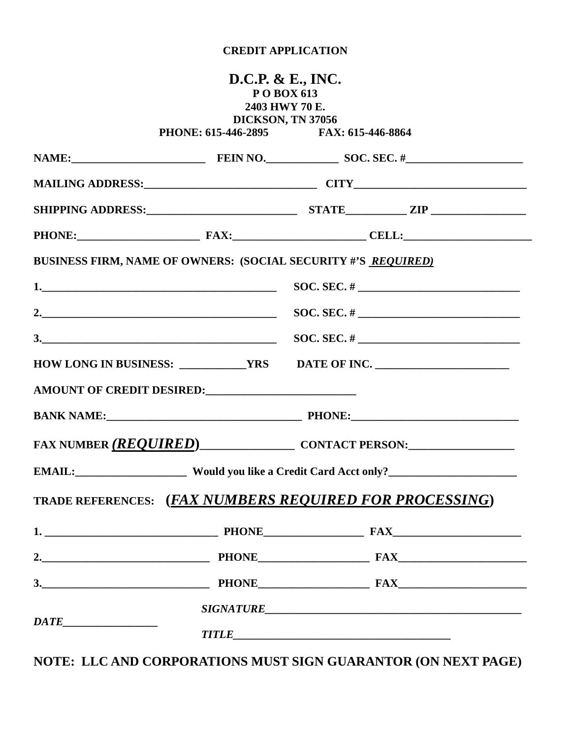**CREDIT APPLICATION**

# D.C.P. & E., INC.

**P O BOX 613**
**2403 HWY 70 E.**
**DICKSON, TN 37056**
**PHONE: 615-446-2895 FAX: 615-446-8864**

**NAME:________________________ FEIN NO._____________ SOC. SEC. #_____________________**

**MAILING ADDRESS:_______________________________ CITY______________________________**

**SHIPPING ADDRESS:__________________________ STATE__________ ZIP ________________**

**PHONE:_____________________ FAX:_______________________ CELL:______________________**

**BUSINESS FIRM, NAME OF OWNERS: (SOCIAL SECURITY #'S *REQUIRED*)**

**1.__________________________________________ SOC. SEC. # _____________________________**

**2.__________________________________________ SOC. SEC. # _____________________________**

**3.__________________________________________ SOC. SEC. # _____________________________**

**HOW LONG IN BUSINESS: ___________YRS DATE OF INC. _______________________**

**AMOUNT OF CREDIT DESIRED:___________________________**

**BANK NAME:___________________________________ PHONE:_____________________________**

**FAX NUMBER *(REQUIRED)*________________ CONTACT PERSON:__________________**

**EMAIL:___________________ Would you like a Credit Card Acct only?______________________**

**TRADE REFERENCES: (*FAX NUMBERS REQUIRED FOR PROCESSING*)**

**1. _______________________________ PHONE_________________ FAX______________________**

**2.______________________________ PHONE___________________ FAX______________________**

**3.______________________________ PHONE___________________ FAX______________________**

***SIGNATURE_______________________________________________***

***DATE_________________***

***TITLE_____________________________________***

**NOTE: LLC AND CORPORATIONS MUST SIGN GUARANTOR (ON NEXT PAGE)**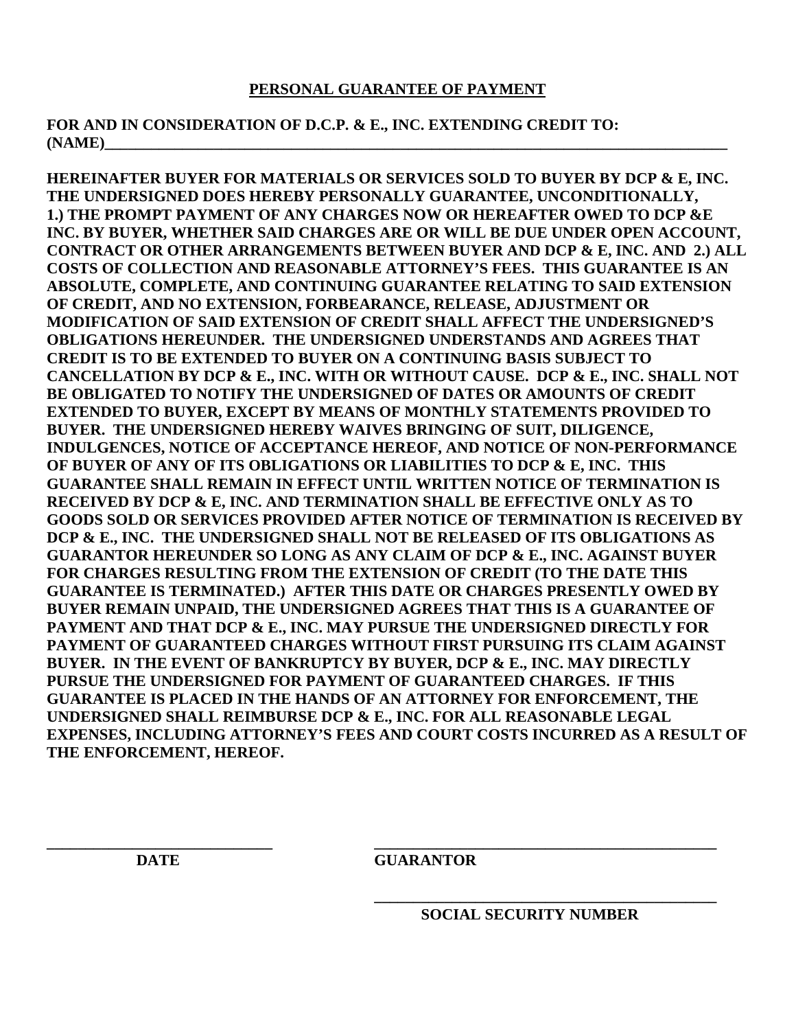**PERSONAL GUARANTEE OF PAYMENT**

**FOR AND IN CONSIDERATION OF D.C.P. & E., INC. EXTENDING CREDIT TO: (NAME)\_\_\_\_\_\_\_\_\_\_\_\_\_\_\_\_\_\_\_\_\_\_\_\_\_\_\_\_\_\_\_\_\_\_\_\_\_\_\_\_\_\_\_\_\_\_\_\_\_\_\_\_\_\_\_\_\_\_\_\_\_\_\_\_\_\_\_\_\_\_\_\_\_\_\_\_\_\_**

**HEREINAFTER BUYER FOR MATERIALS OR SERVICES SOLD TO BUYER BY DCP & E, INC. THE UNDERSIGNED DOES HEREBY PERSONALLY GUARANTEE, UNCONDITIONALLY, 1.) THE PROMPT PAYMENT OF ANY CHARGES NOW OR HEREAFTER OWED TO DCP &E INC. BY BUYER, WHETHER SAID CHARGES ARE OR WILL BE DUE UNDER OPEN ACCOUNT, CONTRACT OR OTHER ARRANGEMENTS BETWEEN BUYER AND DCP & E, INC. AND 2.) ALL COSTS OF COLLECTION AND REASONABLE ATTORNEY'S FEES. THIS GUARANTEE IS AN ABSOLUTE, COMPLETE, AND CONTINUING GUARANTEE RELATING TO SAID EXTENSION OF CREDIT, AND NO EXTENSION, FORBEARANCE, RELEASE, ADJUSTMENT OR MODIFICATION OF SAID EXTENSION OF CREDIT SHALL AFFECT THE UNDERSIGNED'S OBLIGATIONS HEREUNDER. THE UNDERSIGNED UNDERSTANDS AND AGREES THAT CREDIT IS TO BE EXTENDED TO BUYER ON A CONTINUING BASIS SUBJECT TO CANCELLATION BY DCP & E., INC. WITH OR WITHOUT CAUSE. DCP & E., INC. SHALL NOT BE OBLIGATED TO NOTIFY THE UNDERSIGNED OF DATES OR AMOUNTS OF CREDIT EXTENDED TO BUYER, EXCEPT BY MEANS OF MONTHLY STATEMENTS PROVIDED TO BUYER. THE UNDERSIGNED HEREBY WAIVES BRINGING OF SUIT, DILIGENCE, INDULGENCES, NOTICE OF ACCEPTANCE HEREOF, AND NOTICE OF NON-PERFORMANCE OF BUYER OF ANY OF ITS OBLIGATIONS OR LIABILITIES TO DCP & E, INC. THIS GUARANTEE SHALL REMAIN IN EFFECT UNTIL WRITTEN NOTICE OF TERMINATION IS RECEIVED BY DCP & E, INC. AND TERMINATION SHALL BE EFFECTIVE ONLY AS TO GOODS SOLD OR SERVICES PROVIDED AFTER NOTICE OF TERMINATION IS RECEIVED BY DCP & E., INC. THE UNDERSIGNED SHALL NOT BE RELEASED OF ITS OBLIGATIONS AS GUARANTOR HEREUNDER SO LONG AS ANY CLAIM OF DCP & E., INC. AGAINST BUYER FOR CHARGES RESULTING FROM THE EXTENSION OF CREDIT (TO THE DATE THIS GUARANTEE IS TERMINATED.) AFTER THIS DATE OR CHARGES PRESENTLY OWED BY BUYER REMAIN UNPAID, THE UNDERSIGNED AGREES THAT THIS IS A GUARANTEE OF PAYMENT AND THAT DCP & E., INC. MAY PURSUE THE UNDERSIGNED DIRECTLY FOR PAYMENT OF GUARANTEED CHARGES WITHOUT FIRST PURSUING ITS CLAIM AGAINST BUYER. IN THE EVENT OF BANKRUPTCY BY BUYER, DCP & E., INC. MAY DIRECTLY PURSUE THE UNDERSIGNED FOR PAYMENT OF GUARANTEED CHARGES. IF THIS GUARANTEE IS PLACED IN THE HANDS OF AN ATTORNEY FOR ENFORCEMENT, THE UNDERSIGNED SHALL REIMBURSE DCP & E., INC. FOR ALL REASONABLE LEGAL EXPENSES, INCLUDING ATTORNEY'S FEES AND COURT COSTS INCURRED AS A RESULT OF THE ENFORCEMENT, HEREOF.**

\_\_\_\_\_\_\_\_\_\_\_\_\_\_\_\_\_\_\_\_\_\_\_\_\_\_\_\_\_\_ **DATE**

\_\_\_\_\_\_\_\_\_\_\_\_\_\_\_\_\_\_\_\_\_\_\_\_\_\_\_\_\_\_\_\_\_\_\_\_\_\_\_\_\_\_\_\_ **GUARANTOR**

\_\_\_\_\_\_\_\_\_\_\_\_\_\_\_\_\_\_\_\_\_\_\_\_\_\_\_\_\_\_\_\_\_\_\_\_\_\_\_\_\_\_\_\_ **SOCIAL SECURITY NUMBER**